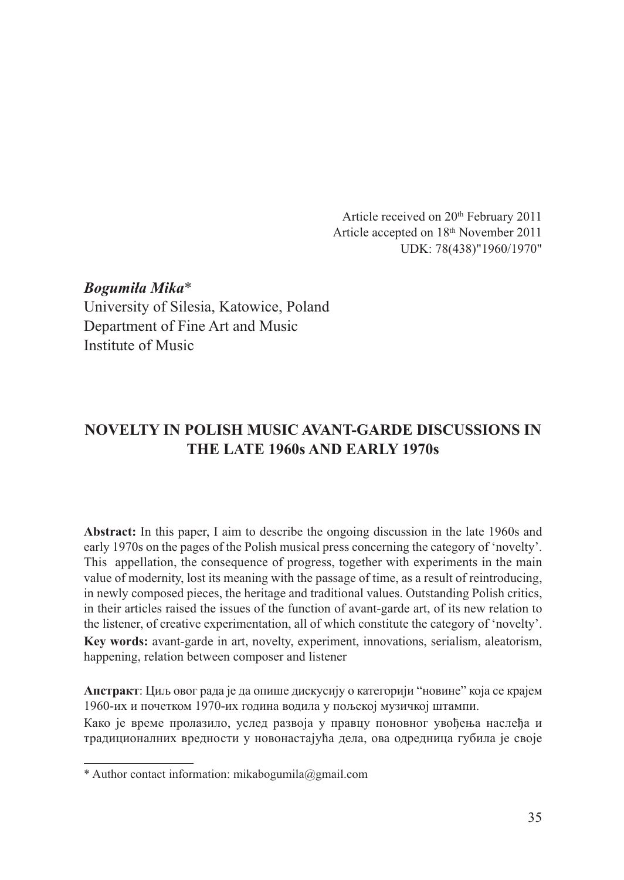Article received on 20th February 2011
Article accepted on 18th November 2011
UDK: 78(438)"1960/1970"

***Bogumiła Mika****
University of Silesia, Katowice, Poland
Department of Fine Art and Music
Institute of Music

# NOVELTY IN POLISH MUSIC AVANT-GARDE DISCUSSIONS IN THE LATE 1960s AND EARLY 1970s

**Abstract:** In this paper, I aim to describe the ongoing discussion in the late 1960s and early 1970s on the pages of the Polish musical press concerning the category of 'novelty'. This appellation, the consequence of progress, together with experiments in the main value of modernity, lost its meaning with the passage of time, as a result of reintroducing, in newly composed pieces, the heritage and traditional values. Outstanding Polish critics, in their articles raised the issues of the function of avant-garde art, of its new relation to the listener, of creative experimentation, all of which constitute the category of 'novelty'.

**Key words:** avant-garde in art, novelty, experiment, innovations, serialism, aleatorism, happening, relation between composer and listener

**Апстракт**: Циљ овог рада је да опише дискусију о категорији "новине" која се крајем 1960-их и почетком 1970-их година водила у пољској музичкој штампи.

Како је време пролазило, услед развоја у правцу поновног увођења наслеђа и традиционалних вредности у новонастајућа дела, ова одредница губила је своје

---

* Author contact information: mikabogumila@gmail.com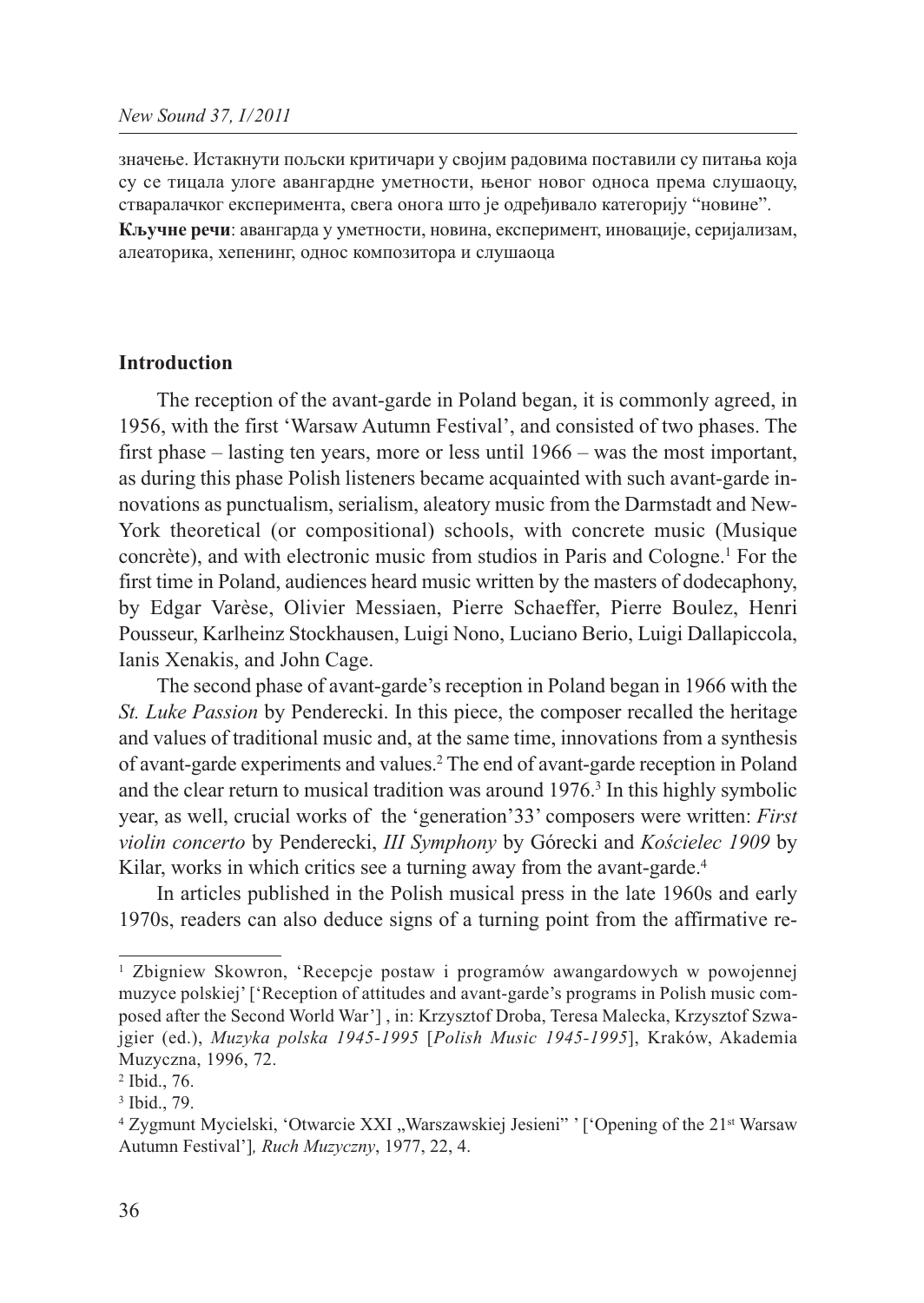значење. Истакнути пољски критичари у својим радовима поставили су питања која су се тицала улоге авангардне уметности, њеног новог односа према слушаоцу, стваралачког експеримента, свега онога што је одређивало категорију "новине".

**Кључне речи**: авангарда у уметности, новина, експеримент, иновације, серијализам, алеаторика, хепенинг, однос композитора и слушаоца

## Introduction

The reception of the avant-garde in Poland began, it is commonly agreed, in 1956, with the first 'Warsaw Autumn Festival', and consisted of two phases. The first phase – lasting ten years, more or less until 1966 – was the most important, as during this phase Polish listeners became acquainted with such avant-garde innovations as punctualism, serialism, aleatory music from the Darmstadt and New-York theoretical (or compositional) schools, with concrete music (Musique concrète), and with electronic music from studios in Paris and Cologne.[1] For the first time in Poland, audiences heard music written by the masters of dodecaphony, by Edgar Varèse, Olivier Messiaen, Pierre Schaeffer, Pierre Boulez, Henri Pousseur, Karlheinz Stockhausen, Luigi Nono, Luciano Berio, Luigi Dallapiccola, Ianis Xenakis, and John Cage.

The second phase of avant-garde's reception in Poland began in 1966 with the *St. Luke Passion* by Penderecki. In this piece, the composer recalled the heritage and values of traditional music and, at the same time, innovations from a synthesis of avant-garde experiments and values.[2] The end of avant-garde reception in Poland and the clear return to musical tradition was around 1976.[3] In this highly symbolic year, as well, crucial works of the 'generation'33' composers were written: *First violin concerto* by Penderecki, *III Symphony* by Górecki and *Kościelec 1909* by Kilar, works in which critics see a turning away from the avant-garde.[4]

In articles published in the Polish musical press in the late 1960s and early 1970s, readers can also deduce signs of a turning point from the affirmative re-

---

[1] Zbigniew Skowron, 'Recepcje postaw i programów awangardowych w powojennej muzyce polskiej' ['Reception of attitudes and avant-garde's programs in Polish music composed after the Second World War'] , in: Krzysztof Droba, Teresa Malecka, Krzysztof Szwajgier (ed.), *Muzyka polska 1945-1995* [*Polish Music 1945-1995*], Kraków, Akademia Muzyczna, 1996, 72.

[2] Ibid., 76.

[3] Ibid., 79.

[4] Zygmunt Mycielski, 'Otwarcie XXI „Warszawskiej Jesieni" ' ['Opening of the 21st Warsaw Autumn Festival']*, Ruch Muzyczny*, 1977, 22, 4.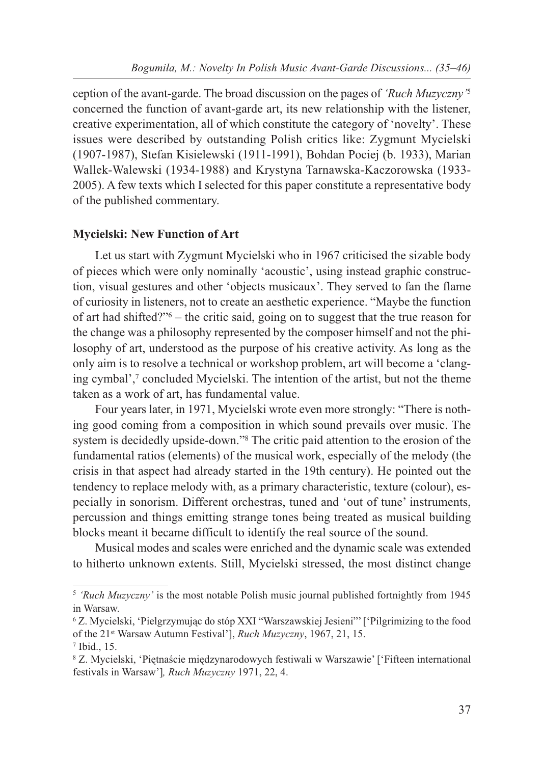ception of the avant-garde. The broad discussion on the pages of *'Ruch Muzyczny'*[5] concerned the function of avant-garde art, its new relationship with the listener, creative experimentation, all of which constitute the category of 'novelty'. These issues were described by outstanding Polish critics like: Zygmunt Mycielski (1907-1987), Stefan Kisielewski (1911-1991), Bohdan Pociej (b. 1933), Marian Wallek-Walewski (1934-1988) and Krystyna Tarnawska-Kaczorowska (1933-2005). A few texts which I selected for this paper constitute a representative body of the published commentary.

**Mycielski: New Function of Art**

Let us start with Zygmunt Mycielski who in 1967 criticised the sizable body of pieces which were only nominally 'acoustic', using instead graphic construction, visual gestures and other 'objects musicaux'. They served to fan the flame of curiosity in listeners, not to create an aesthetic experience. "Maybe the function of art had shifted?"[6] – the critic said, going on to suggest that the true reason for the change was a philosophy represented by the composer himself and not the philosophy of art, understood as the purpose of his creative activity. As long as the only aim is to resolve a technical or workshop problem, art will become a 'clanging cymbal',[7] concluded Mycielski. The intention of the artist, but not the theme taken as a work of art, has fundamental value.

Four years later, in 1971, Mycielski wrote even more strongly: "There is nothing good coming from a composition in which sound prevails over music. The system is decidedly upside-down."[8] The critic paid attention to the erosion of the fundamental ratios (elements) of the musical work, especially of the melody (the crisis in that aspect had already started in the 19th century). He pointed out the tendency to replace melody with, as a primary characteristic, texture (colour), especially in sonorism. Different orchestras, tuned and 'out of tune' instruments, percussion and things emitting strange tones being treated as musical building blocks meant it became difficult to identify the real source of the sound.

Musical modes and scales were enriched and the dynamic scale was extended to hitherto unknown extents. Still, Mycielski stressed, the most distinct change

---

[5] *'Ruch Muzyczny'* is the most notable Polish music journal published fortnightly from 1945 in Warsaw.

[6] Z. Mycielski, 'Pielgrzymując do stóp XXI "Warszawskiej Jesieni"' ['Pilgrimizing to the food of the 21st Warsaw Autumn Festival'], *Ruch Muzyczny*, 1967, 21, 15.

[7] Ibid., 15.

[8] Z. Mycielski, 'Piętnaście międzynarodowych festiwali w Warszawie' ['Fifteen international festivals in Warsaw'], *Ruch Muzyczny* 1971, 22, 4.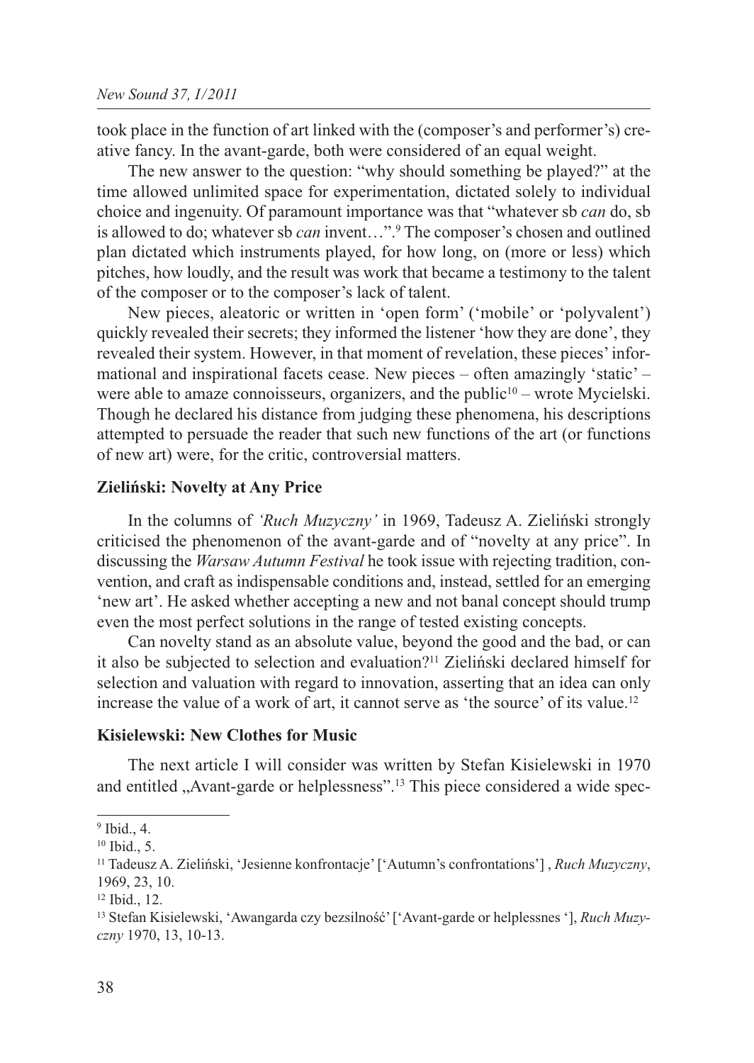took place in the function of art linked with the (composer's and performer's) creative fancy. In the avant-garde, both were considered of an equal weight.

The new answer to the question: "why should something be played?" at the time allowed unlimited space for experimentation, dictated solely to individual choice and ingenuity. Of paramount importance was that "whatever sb *can* do, sb is allowed to do; whatever sb *can* invent…".[9] The composer's chosen and outlined plan dictated which instruments played, for how long, on (more or less) which pitches, how loudly, and the result was work that became a testimony to the talent of the composer or to the composer's lack of talent.

New pieces, aleatoric or written in 'open form' ('mobile' or 'polyvalent') quickly revealed their secrets; they informed the listener 'how they are done', they revealed their system. However, in that moment of revelation, these pieces' informational and inspirational facets cease. New pieces – often amazingly 'static' – were able to amaze connoisseurs, organizers, and the public[10] – wrote Mycielski. Though he declared his distance from judging these phenomena, his descriptions attempted to persuade the reader that such new functions of the art (or functions of new art) were, for the critic, controversial matters.

### Zieliński: Novelty at Any Price

In the columns of *'Ruch Muzyczny'* in 1969, Tadeusz A. Zieliński strongly criticised the phenomenon of the avant-garde and of "novelty at any price". In discussing the *Warsaw Autumn Festival* he took issue with rejecting tradition, convention, and craft as indispensable conditions and, instead, settled for an emerging 'new art'. He asked whether accepting a new and not banal concept should trump even the most perfect solutions in the range of tested existing concepts.

Can novelty stand as an absolute value, beyond the good and the bad, or can it also be subjected to selection and evaluation?[11] Zieliński declared himself for selection and valuation with regard to innovation, asserting that an idea can only increase the value of a work of art, it cannot serve as 'the source' of its value.[12]

### Kisielewski: New Clothes for Music

The next article I will consider was written by Stefan Kisielewski in 1970 and entitled „Avant-garde or helplessness".[13] This piece considered a wide spec-

---

[9] Ibid., 4.

[10] Ibid., 5.

[11] Tadeusz A. Zieliński, 'Jesienne konfrontacje' ['Autumn's confrontations'] , *Ruch Muzyczny*, 1969, 23, 10.

[12] Ibid., 12.

[13] Stefan Kisielewski, 'Awangarda czy bezsilność' ['Avant-garde or helplessnes '], *Ruch Muzyczny* 1970, 13, 10-13.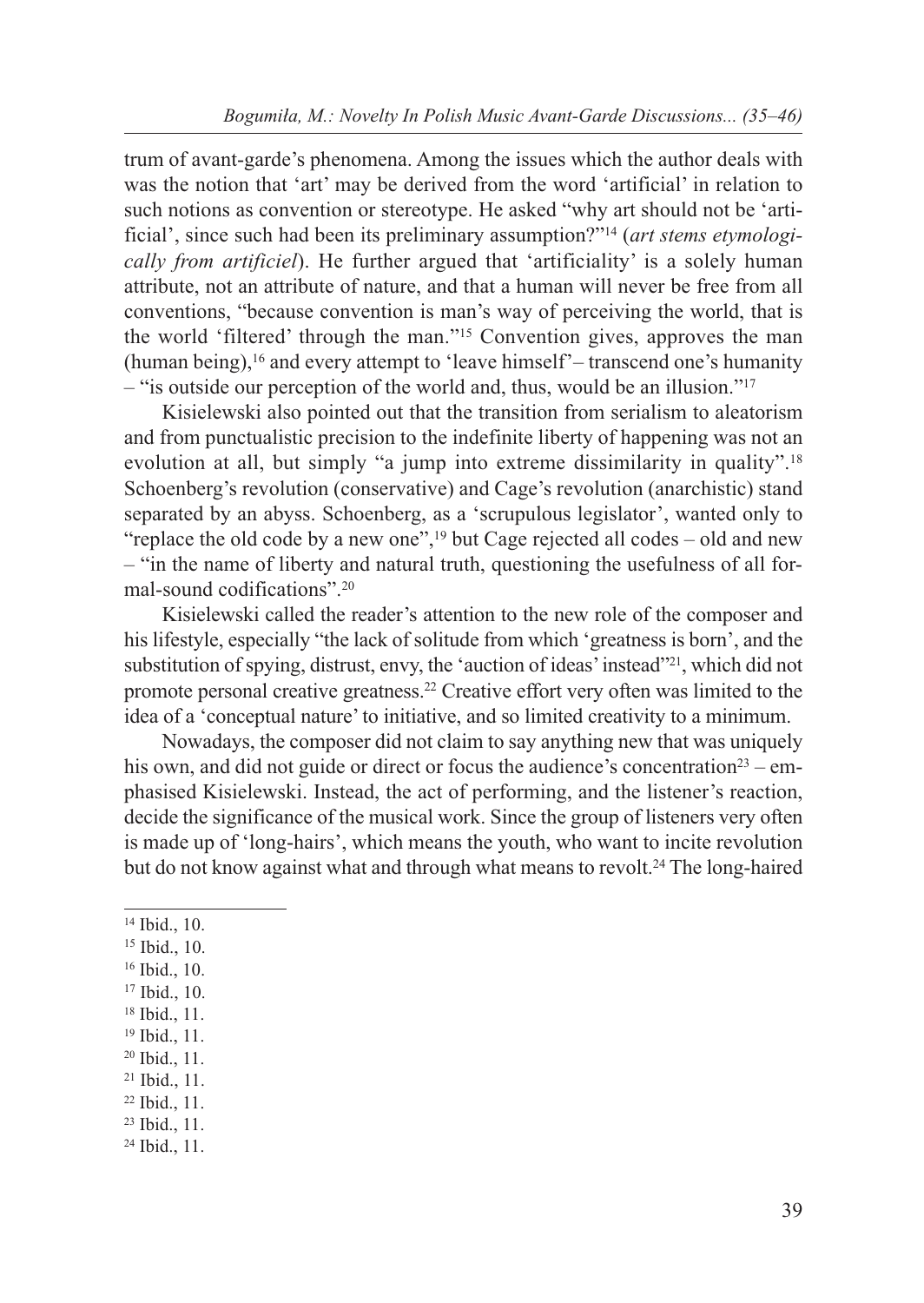trum of avant-garde's phenomena. Among the issues which the author deals with was the notion that 'art' may be derived from the word 'artificial' in relation to such notions as convention or stereotype. He asked "why art should not be 'artificial', since such had been its preliminary assumption?"[14] (*art stems etymologically from artificiel*). He further argued that 'artificiality' is a solely human attribute, not an attribute of nature, and that a human will never be free from all conventions, "because convention is man's way of perceiving the world, that is the world 'filtered' through the man."[15] Convention gives, approves the man (human being),[16] and every attempt to 'leave himself'– transcend one's humanity – "is outside our perception of the world and, thus, would be an illusion."[17]

Kisielewski also pointed out that the transition from serialism to aleatorism and from punctualistic precision to the indefinite liberty of happening was not an evolution at all, but simply "a jump into extreme dissimilarity in quality".[18] Schoenberg's revolution (conservative) and Cage's revolution (anarchistic) stand separated by an abyss. Schoenberg, as a 'scrupulous legislator', wanted only to "replace the old code by a new one",[19] but Cage rejected all codes – old and new – "in the name of liberty and natural truth, questioning the usefulness of all formal-sound codifications".[20]

Kisielewski called the reader's attention to the new role of the composer and his lifestyle, especially "the lack of solitude from which 'greatness is born', and the substitution of spying, distrust, envy, the 'auction of ideas' instead"[21], which did not promote personal creative greatness.[22] Creative effort very often was limited to the idea of a 'conceptual nature' to initiative, and so limited creativity to a minimum.

Nowadays, the composer did not claim to say anything new that was uniquely his own, and did not guide or direct or focus the audience's concentration[23] – emphasised Kisielewski. Instead, the act of performing, and the listener's reaction, decide the significance of the musical work. Since the group of listeners very often is made up of 'long-hairs', which means the youth, who want to incite revolution but do not know against what and through what means to revolt.[24] The long-haired

[14] Ibid., 10.

[15] Ibid., 10.

[16] Ibid., 10.

[17] Ibid., 10.

[18] Ibid., 11.

[19] Ibid., 11.

[20] Ibid., 11.

[21] Ibid., 11.

[22] Ibid., 11.

[23] Ibid., 11.

[24] Ibid., 11.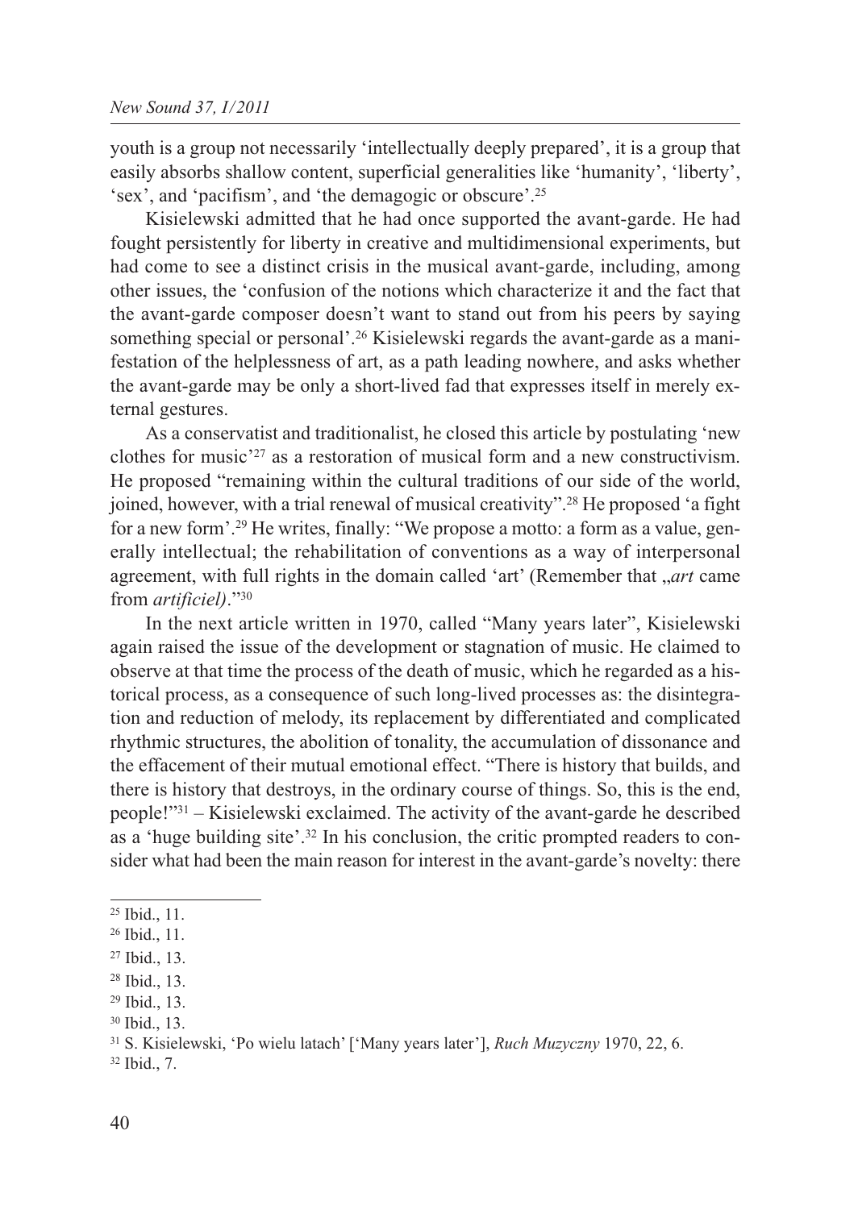youth is a group not necessarily 'intellectually deeply prepared', it is a group that easily absorbs shallow content, superficial generalities like 'humanity', 'liberty', 'sex', and 'pacifism', and 'the demagogic or obscure'.[25]

Kisielewski admitted that he had once supported the avant-garde. He had fought persistently for liberty in creative and multidimensional experiments, but had come to see a distinct crisis in the musical avant-garde, including, among other issues, the 'confusion of the notions which characterize it and the fact that the avant-garde composer doesn't want to stand out from his peers by saying something special or personal'.[26] Kisielewski regards the avant-garde as a manifestation of the helplessness of art, as a path leading nowhere, and asks whether the avant-garde may be only a short-lived fad that expresses itself in merely external gestures.

As a conservatist and traditionalist, he closed this article by postulating 'new clothes for music'[27] as a restoration of musical form and a new constructivism. He proposed "remaining within the cultural traditions of our side of the world, joined, however, with a trial renewal of musical creativity".[28] He proposed 'a fight for a new form'.[29] He writes, finally: "We propose a motto: a form as a value, generally intellectual; the rehabilitation of conventions as a way of interpersonal agreement, with full rights in the domain called 'art' (Remember that „*art* came from *artificiel)*."[30]

In the next article written in 1970, called "Many years later", Kisielewski again raised the issue of the development or stagnation of music. He claimed to observe at that time the process of the death of music, which he regarded as a historical process, as a consequence of such long-lived processes as: the disintegration and reduction of melody, its replacement by differentiated and complicated rhythmic structures, the abolition of tonality, the accumulation of dissonance and the effacement of their mutual emotional effect. "There is history that builds, and there is history that destroys, in the ordinary course of things. So, this is the end, people!"[31] – Kisielewski exclaimed. The activity of the avant-garde he described as a 'huge building site'.[32] In his conclusion, the critic prompted readers to consider what had been the main reason for interest in the avant-garde's novelty: there

---

[25] Ibid., 11.

[26] Ibid., 11.

[27] Ibid., 13.

[28] Ibid., 13.

[29] Ibid., 13.

[30] Ibid., 13.

[31] S. Kisielewski, 'Po wielu latach' ['Many years later'], *Ruch Muzyczny* 1970, 22, 6.

[32] Ibid., 7.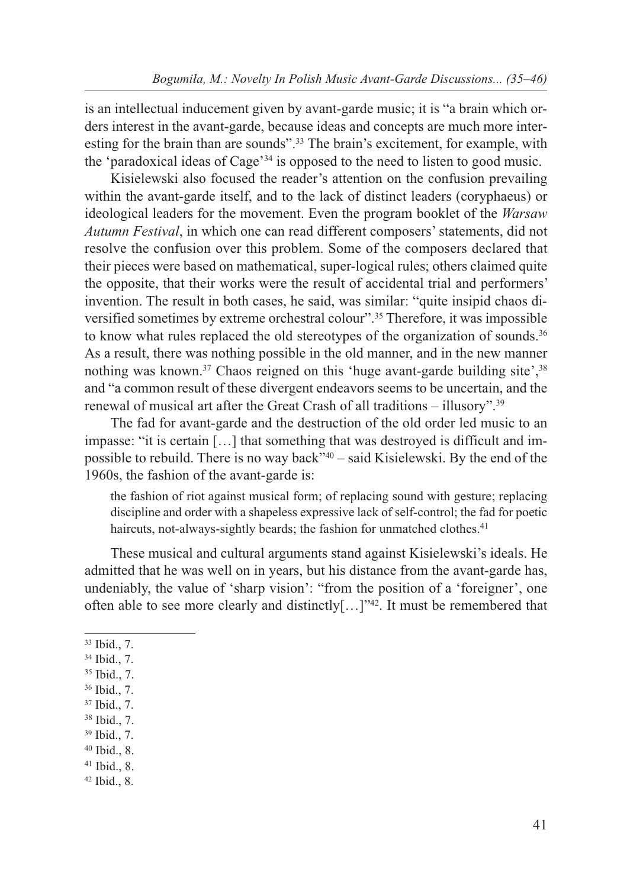is an intellectual inducement given by avant-garde music; it is "a brain which orders interest in the avant-garde, because ideas and concepts are much more interesting for the brain than are sounds".[33] The brain's excitement, for example, with the 'paradoxical ideas of Cage'[34] is opposed to the need to listen to good music.

Kisielewski also focused the reader's attention on the confusion prevailing within the avant-garde itself, and to the lack of distinct leaders (coryphaeus) or ideological leaders for the movement. Even the program booklet of the *Warsaw Autumn Festival*, in which one can read different composers' statements, did not resolve the confusion over this problem. Some of the composers declared that their pieces were based on mathematical, super-logical rules; others claimed quite the opposite, that their works were the result of accidental trial and performers' invention. The result in both cases, he said, was similar: "quite insipid chaos diversified sometimes by extreme orchestral colour".[35] Therefore, it was impossible to know what rules replaced the old stereotypes of the organization of sounds.[36] As a result, there was nothing possible in the old manner, and in the new manner nothing was known.[37] Chaos reigned on this 'huge avant-garde building site',[38] and "a common result of these divergent endeavors seems to be uncertain, and the renewal of musical art after the Great Crash of all traditions – illusory".[39]

The fad for avant-garde and the destruction of the old order led music to an impasse: "it is certain […] that something that was destroyed is difficult and impossible to rebuild. There is no way back"[40] – said Kisielewski. By the end of the 1960s, the fashion of the avant-garde is:

> the fashion of riot against musical form; of replacing sound with gesture; replacing discipline and order with a shapeless expressive lack of self-control; the fad for poetic haircuts, not-always-sightly beards; the fashion for unmatched clothes.[41]

These musical and cultural arguments stand against Kisielewski's ideals. He admitted that he was well on in years, but his distance from the avant-garde has, undeniably, the value of 'sharp vision': "from the position of a 'foreigner', one often able to see more clearly and distinctly[…]"[42]. It must be remembered that

---

[33] Ibid., 7.
[34] Ibid., 7.
[35] Ibid., 7.
[36] Ibid., 7.
[37] Ibid., 7.
[38] Ibid., 7.
[39] Ibid., 7.
[40] Ibid., 8.
[41] Ibid., 8.
[42] Ibid., 8.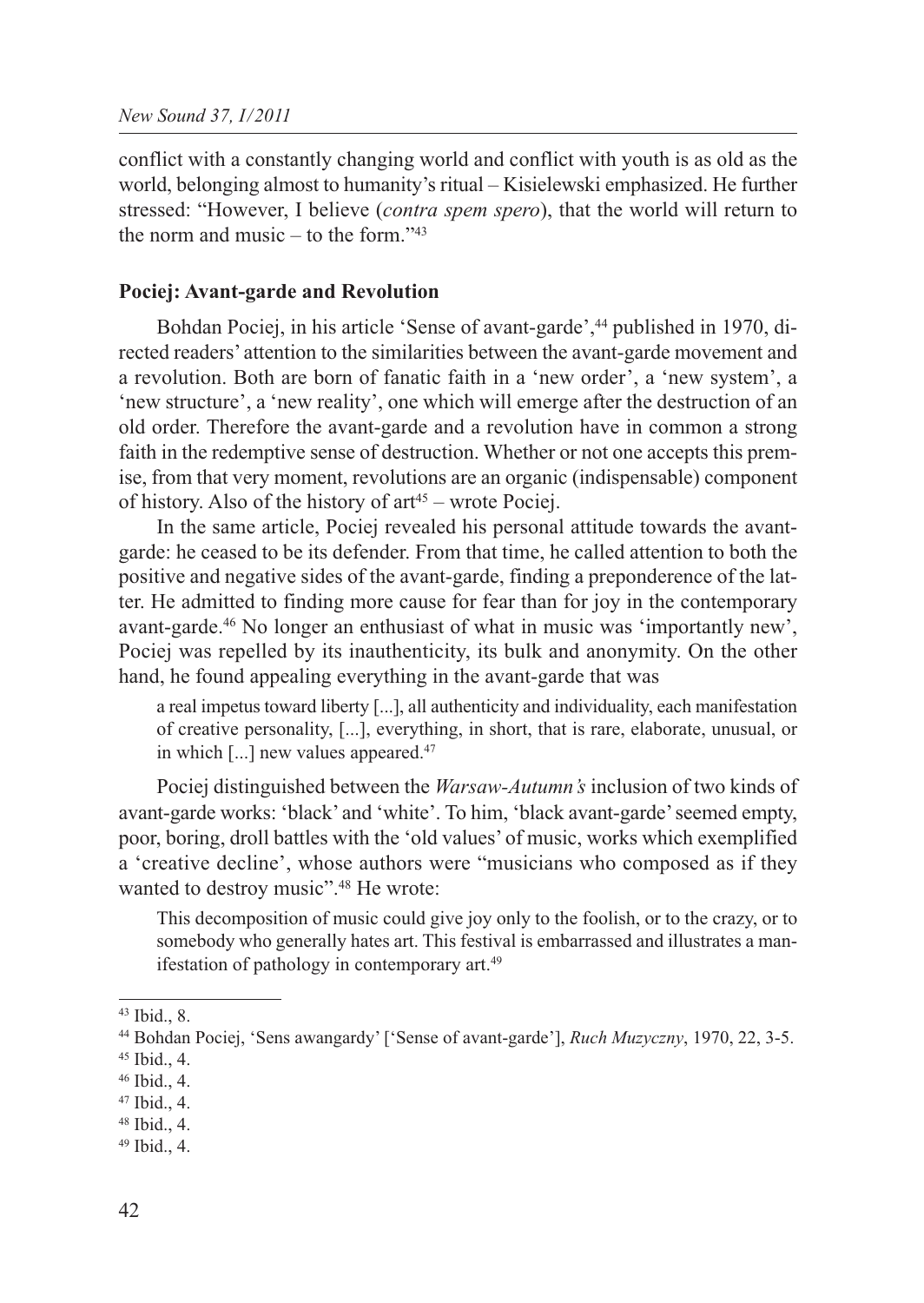conflict with a constantly changing world and conflict with youth is as old as the world, belonging almost to humanity's ritual – Kisielewski emphasized. He further stressed: "However, I believe (*contra spem spero*), that the world will return to the norm and music – to the form."[43]

## Pociej: Avant-garde and Revolution

Bohdan Pociej, in his article 'Sense of avant-garde',[44] published in 1970, directed readers' attention to the similarities between the avant-garde movement and a revolution. Both are born of fanatic faith in a 'new order', a 'new system', a 'new structure', a 'new reality', one which will emerge after the destruction of an old order. Therefore the avant-garde and a revolution have in common a strong faith in the redemptive sense of destruction. Whether or not one accepts this premise, from that very moment, revolutions are an organic (indispensable) component of history. Also of the history of art[45] – wrote Pociej.

In the same article, Pociej revealed his personal attitude towards the avant-garde: he ceased to be its defender. From that time, he called attention to both the positive and negative sides of the avant-garde, finding a preponderence of the latter. He admitted to finding more cause for fear than for joy in the contemporary avant-garde.[46] No longer an enthusiast of what in music was 'importantly new', Pociej was repelled by its inauthenticity, its bulk and anonymity. On the other hand, he found appealing everything in the avant-garde that was

> a real impetus toward liberty [...], all authenticity and individuality, each manifestation of creative personality, [...], everything, in short, that is rare, elaborate, unusual, or in which [...] new values appeared.[47]

Pociej distinguished between the *Warsaw-Autumn's* inclusion of two kinds of avant-garde works: 'black' and 'white'. To him, 'black avant-garde' seemed empty, poor, boring, droll battles with the 'old values' of music, works which exemplified a 'creative decline', whose authors were "musicians who composed as if they wanted to destroy music".[48] He wrote:

> This decomposition of music could give joy only to the foolish, or to the crazy, or to somebody who generally hates art. This festival is embarrassed and illustrates a manifestation of pathology in contemporary art.[49]

---

[43] Ibid., 8.

[44] Bohdan Pociej, 'Sens awangardy' ['Sense of avant-garde'], *Ruch Muzyczny*, 1970, 22, 3-5.

[45] Ibid., 4.

[46] Ibid., 4.

[47] Ibid., 4.

[48] Ibid., 4.

[49] Ibid., 4.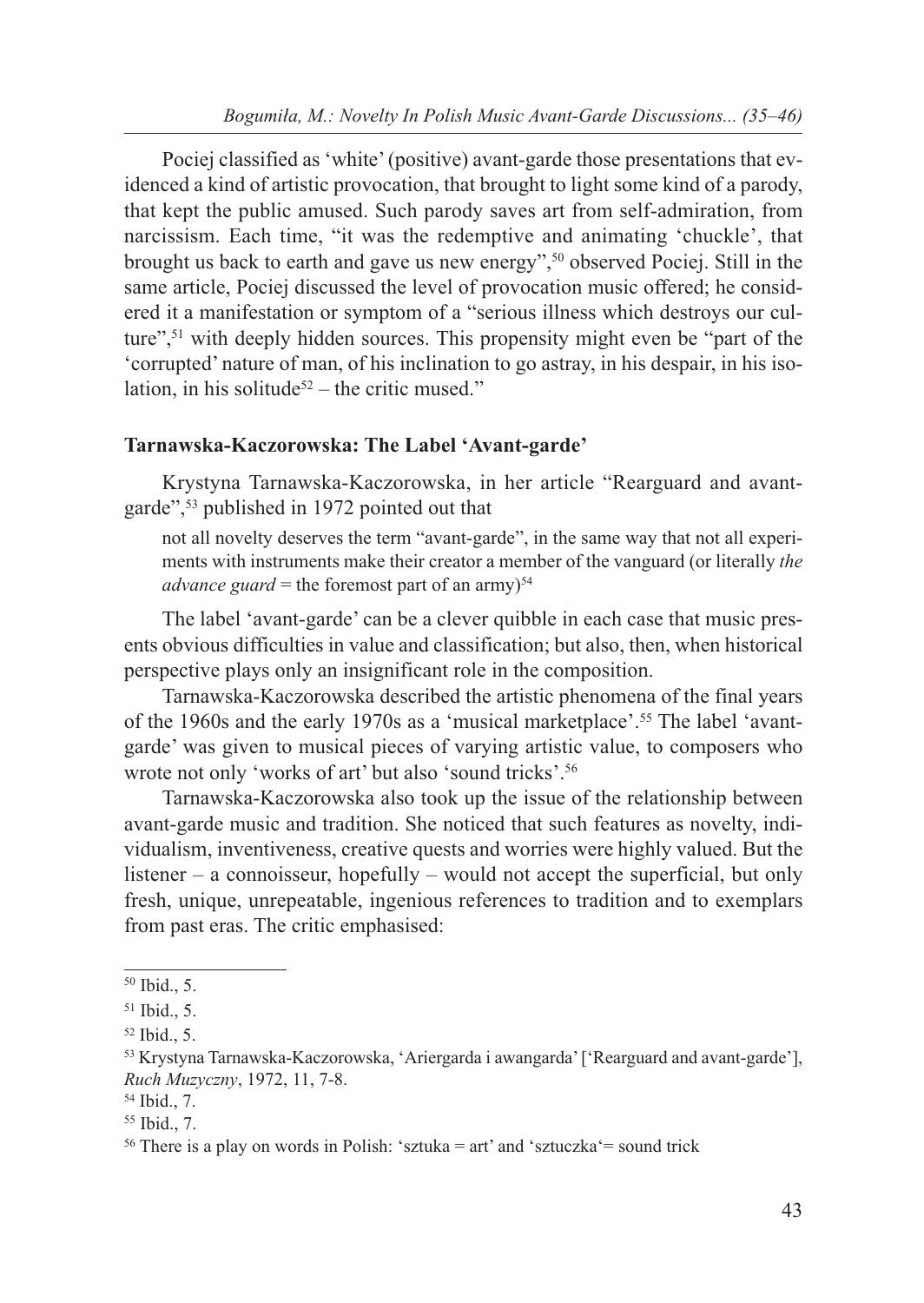Pociej classified as 'white' (positive) avant-garde those presentations that evidenced a kind of artistic provocation, that brought to light some kind of a parody, that kept the public amused. Such parody saves art from self-admiration, from narcissism. Each time, "it was the redemptive and animating 'chuckle', that brought us back to earth and gave us new energy",[50] observed Pociej. Still in the same article, Pociej discussed the level of provocation music offered; he considered it a manifestation or symptom of a "serious illness which destroys our culture",[51] with deeply hidden sources. This propensity might even be "part of the 'corrupted' nature of man, of his inclination to go astray, in his despair, in his isolation, in his solitude[52] – the critic mused."

### Tarnawska-Kaczorowska: The Label 'Avant-garde'

Krystyna Tarnawska-Kaczorowska, in her article "Rearguard and avant-garde",[53] published in 1972 pointed out that

> not all novelty deserves the term "avant-garde", in the same way that not all experiments with instruments make their creator a member of the vanguard (or literally *the advance guard* = the foremost part of an army)[54]

The label 'avant-garde' can be a clever quibble in each case that music presents obvious difficulties in value and classification; but also, then, when historical perspective plays only an insignificant role in the composition.

Tarnawska-Kaczorowska described the artistic phenomena of the final years of the 1960s and the early 1970s as a 'musical marketplace'.[55] The label 'avant-garde' was given to musical pieces of varying artistic value, to composers who wrote not only 'works of art' but also 'sound tricks'.[56]

Tarnawska-Kaczorowska also took up the issue of the relationship between avant-garde music and tradition. She noticed that such features as novelty, individualism, inventiveness, creative quests and worries were highly valued. But the listener – a connoisseur, hopefully – would not accept the superficial, but only fresh, unique, unrepeatable, ingenious references to tradition and to exemplars from past eras. The critic emphasised:

---

[50] Ibid., 5.

[51] Ibid., 5.

[52] Ibid., 5.

[53] Krystyna Tarnawska-Kaczorowska, 'Ariergarda i awangarda' ['Rearguard and avant-garde'], *Ruch Muzyczny*, 1972, 11, 7-8.

[54] Ibid., 7.

[55] Ibid., 7.

[56] There is a play on words in Polish: 'sztuka = art' and 'sztuczka'= sound trick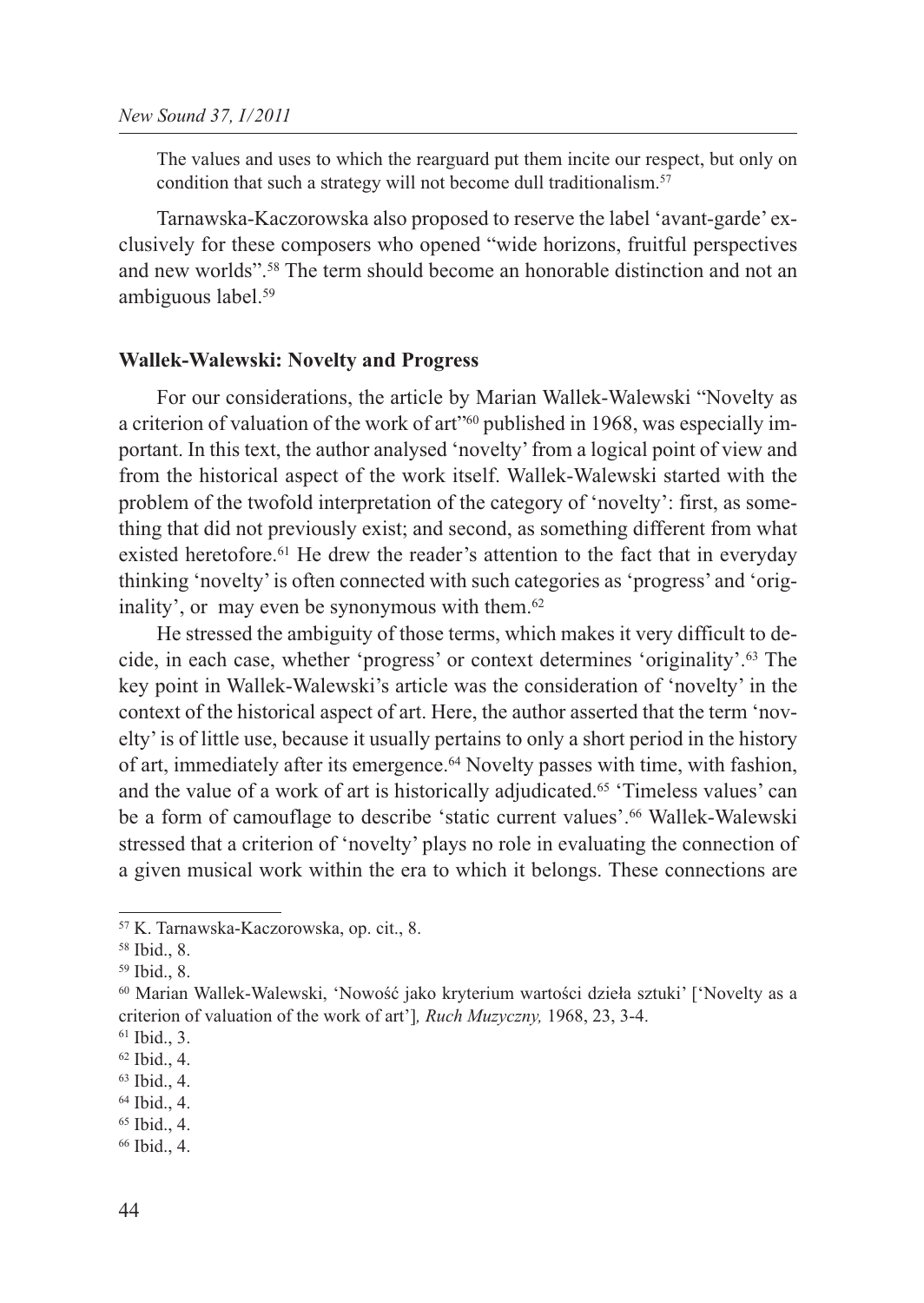The values and uses to which the rearguard put them incite our respect, but only on condition that such a strategy will not become dull traditionalism.[57]

Tarnawska-Kaczorowska also proposed to reserve the label 'avant-garde' exclusively for these composers who opened "wide horizons, fruitful perspectives and new worlds".[58] The term should become an honorable distinction and not an ambiguous label.[59]

### Wallek-Walewski: Novelty and Progress

For our considerations, the article by Marian Wallek-Walewski "Novelty as a criterion of valuation of the work of art"[60] published in 1968, was especially important. In this text, the author analysed 'novelty' from a logical point of view and from the historical aspect of the work itself. Wallek-Walewski started with the problem of the twofold interpretation of the category of 'novelty': first, as something that did not previously exist; and second, as something different from what existed heretofore.[61] He drew the reader's attention to the fact that in everyday thinking 'novelty' is often connected with such categories as 'progress' and 'originality', or may even be synonymous with them.[62]

He stressed the ambiguity of those terms, which makes it very difficult to decide, in each case, whether 'progress' or context determines 'originality'.[63] The key point in Wallek-Walewski's article was the consideration of 'novelty' in the context of the historical aspect of art. Here, the author asserted that the term 'novelty' is of little use, because it usually pertains to only a short period in the history of art, immediately after its emergence.[64] Novelty passes with time, with fashion, and the value of a work of art is historically adjudicated.[65] 'Timeless values' can be a form of camouflage to describe 'static current values'.[66] Wallek-Walewski stressed that a criterion of 'novelty' plays no role in evaluating the connection of a given musical work within the era to which it belongs. These connections are

---

[57] K. Tarnawska-Kaczorowska, op. cit., 8.

[58] Ibid., 8.

[59] Ibid., 8.

[60] Marian Wallek-Walewski, 'Nowość jako kryterium wartości dzieła sztuki' ['Novelty as a criterion of valuation of the work of art'], *Ruch Muzyczny,* 1968, 23, 3-4.

[61] Ibid., 3.

[62] Ibid., 4.

[63] Ibid., 4.

[64] Ibid., 4.

[65] Ibid., 4.

[66] Ibid., 4.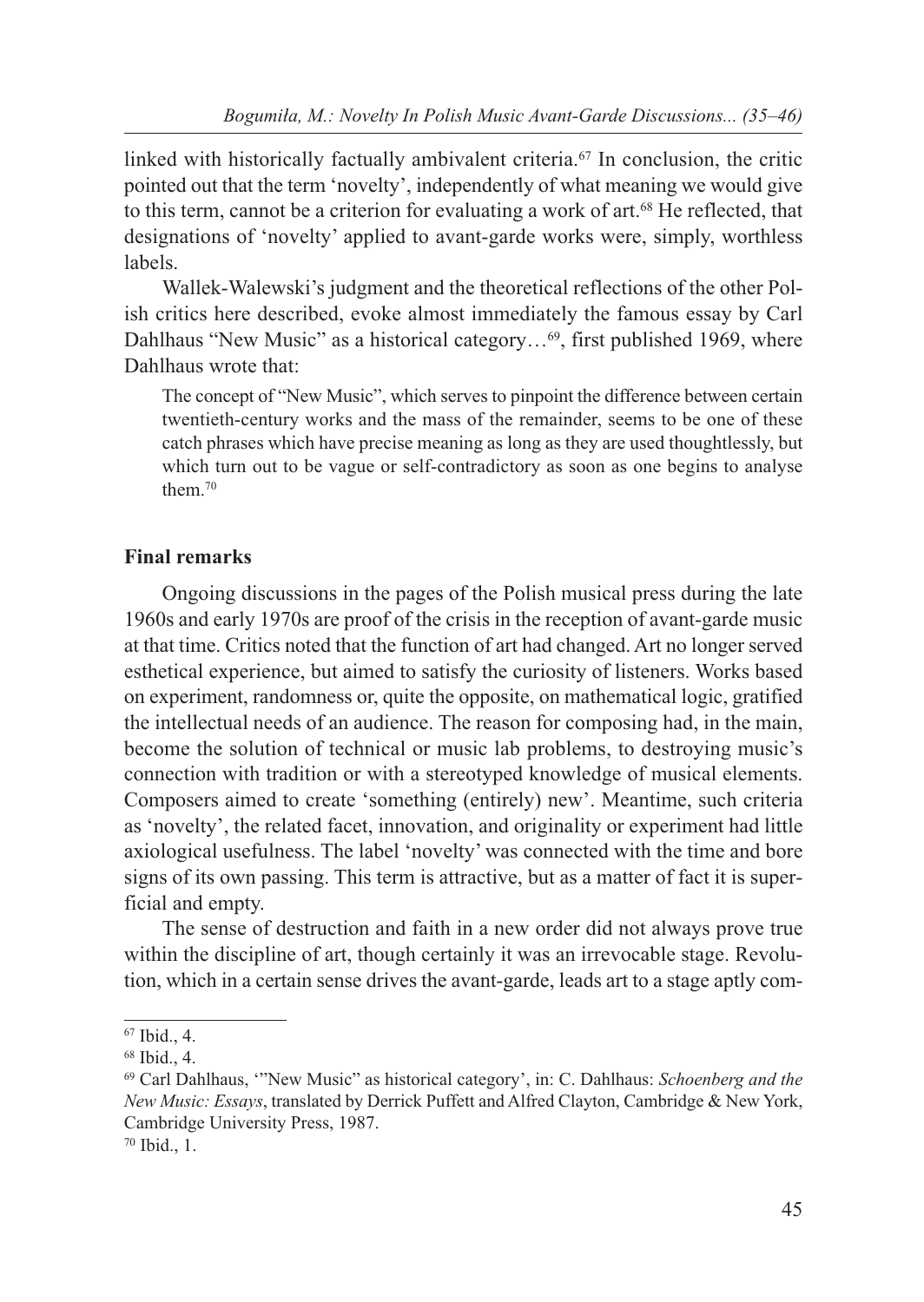linked with historically factually ambivalent criteria.[67] In conclusion, the critic pointed out that the term 'novelty', independently of what meaning we would give to this term, cannot be a criterion for evaluating a work of art.[68] He reflected, that designations of 'novelty' applied to avant-garde works were, simply, worthless labels.

Wallek-Walewski's judgment and the theoretical reflections of the other Polish critics here described, evoke almost immediately the famous essay by Carl Dahlhaus "New Music" as a historical category…[69], first published 1969, where Dahlhaus wrote that:

> The concept of "New Music", which serves to pinpoint the difference between certain twentieth-century works and the mass of the remainder, seems to be one of these catch phrases which have precise meaning as long as they are used thoughtlessly, but which turn out to be vague or self-contradictory as soon as one begins to analyse them.[70]

**Final remarks**

Ongoing discussions in the pages of the Polish musical press during the late 1960s and early 1970s are proof of the crisis in the reception of avant-garde music at that time. Critics noted that the function of art had changed. Art no longer served esthetical experience, but aimed to satisfy the curiosity of listeners. Works based on experiment, randomness or, quite the opposite, on mathematical logic, gratified the intellectual needs of an audience. The reason for composing had, in the main, become the solution of technical or music lab problems, to destroying music's connection with tradition or with a stereotyped knowledge of musical elements. Composers aimed to create 'something (entirely) new'. Meantime, such criteria as 'novelty', the related facet, innovation, and originality or experiment had little axiological usefulness. The label 'novelty' was connected with the time and bore signs of its own passing. This term attractive, but as a matter of fact it is superficial and empty.

The sense of destruction and faith in a new order did not always prove true within the discipline of art, though certainly it was an irrevocable stage. Revolution, which in a certain sense drives the avant-garde, leads art to a stage aptly com-

---

[67] Ibid., 4.

[68] Ibid., 4.

[69] Carl Dahlhaus, '"New Music" as historical category', in: C. Dahlhaus: *Schoenberg and the New Music: Essays*, translated by Derrick Puffett and Alfred Clayton, Cambridge & New York, Cambridge University Press, 1987.

[70] Ibid., 1.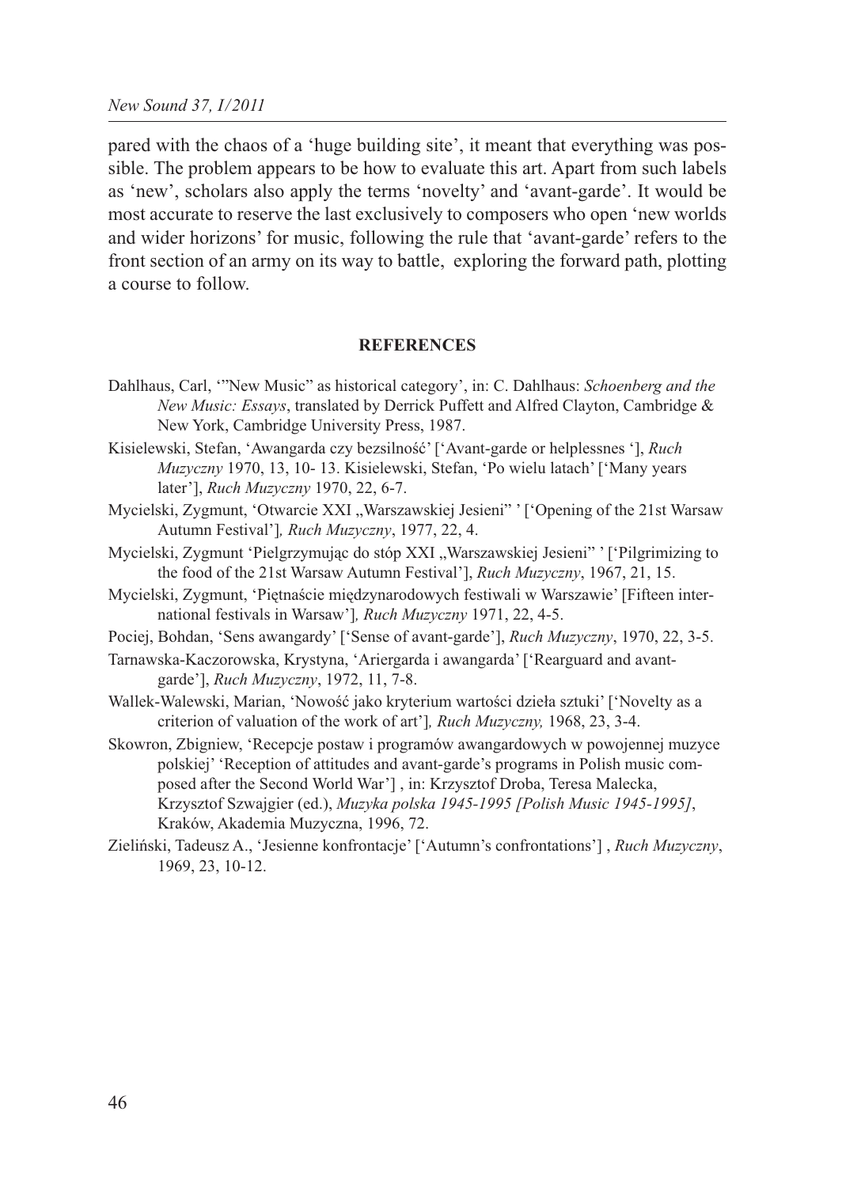pared with the chaos of a 'huge building site', it meant that everything was possible. The problem appears to be how to evaluate this art. Apart from such labels as 'new', scholars also apply the terms 'novelty' and 'avant-garde'. It would be most accurate to reserve the last exclusively to composers who open 'new worlds and wider horizons' for music, following the rule that 'avant-garde' refers to the front section of an army on its way to battle, exploring the forward path, plotting a course to follow.

## REFERENCES

Dahlhaus, Carl, '"New Music" as historical category', in: C. Dahlhaus: *Schoenberg and the New Music: Essays*, translated by Derrick Puffett and Alfred Clayton, Cambridge & New York, Cambridge University Press, 1987.

Kisielewski, Stefan, 'Awangarda czy bezsilność' ['Avant-garde or helplessnes '], *Ruch Muzyczny* 1970, 13, 10- 13. Kisielewski, Stefan, 'Po wielu latach' ['Many years later'], *Ruch Muzyczny* 1970, 22, 6-7.

Mycielski, Zygmunt, 'Otwarcie XXI „Warszawskiej Jesieni" ' ['Opening of the 21st Warsaw Autumn Festival']*, Ruch Muzyczny*, 1977, 22, 4.

Mycielski, Zygmunt 'Pielgrzymując do stóp XXI „Warszawskiej Jesieni" ' ['Pilgrimizing to the food of the 21st Warsaw Autumn Festival'], *Ruch Muzyczny*, 1967, 21, 15.

Mycielski, Zygmunt, 'Piętnaście międzynarodowych festiwali w Warszawie' [Fifteen international festivals in Warsaw']*, Ruch Muzyczny* 1971, 22, 4-5.

Pociej, Bohdan, 'Sens awangardy' ['Sense of avant-garde'], *Ruch Muzyczny*, 1970, 22, 3-5.

Tarnawska-Kaczorowska, Krystyna, 'Ariergarda i awangarda' ['Rearguard and avant-garde'], *Ruch Muzyczny*, 1972, 11, 7-8.

Wallek-Walewski, Marian, 'Nowość jako kryterium wartości dzieła sztuki' ['Novelty as a criterion of valuation of the work of art']*, Ruch Muzyczny,* 1968, 23, 3-4.

Skowron, Zbigniew, 'Recepcje postaw i programów awangardowych w powojennej muzyce polskiej' 'Reception of attitudes and avant-garde's programs in Polish music composed after the Second World War'] , in: Krzysztof Droba, Teresa Malecka, Krzysztof Szwajgier (ed.), *Muzyka polska 1945-1995 [Polish Music 1945-1995]*, Kraków, Akademia Muzyczna, 1996, 72.

Zieliński, Tadeusz A., 'Jesienne konfrontacje' ['Autumn's confrontations'] , *Ruch Muzyczny*, 1969, 23, 10-12.